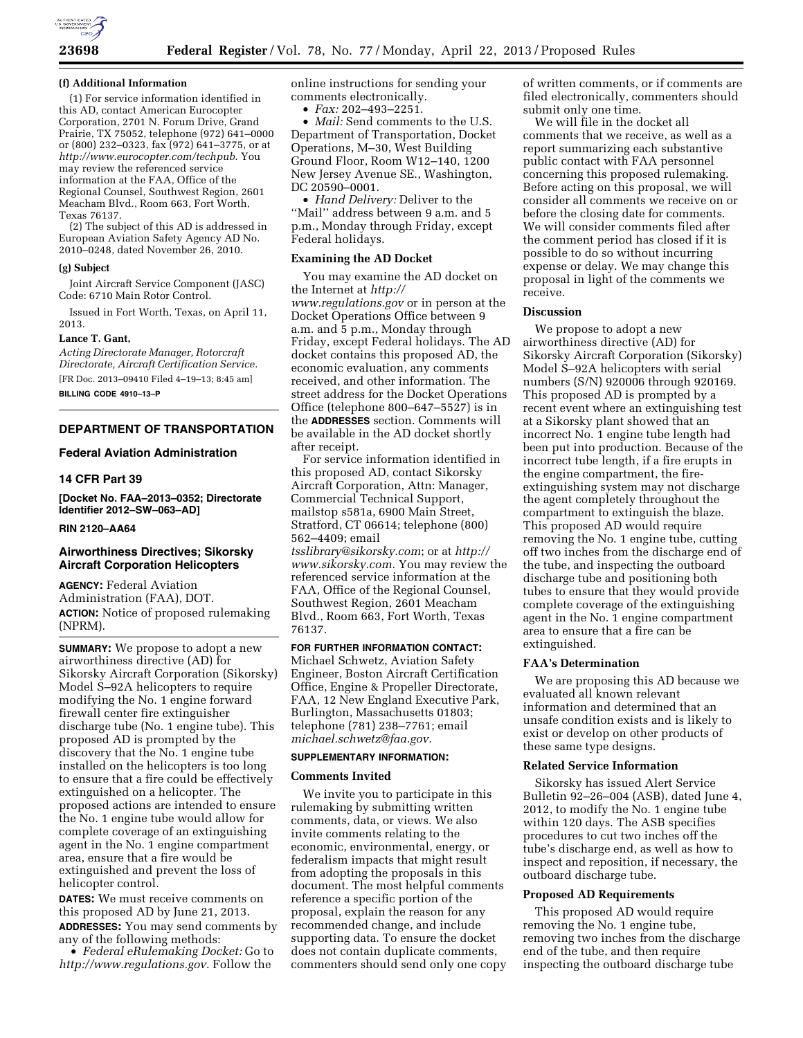**(f) Additional Information**

(1) For service information identified in this AD, contact American Eurocopter Corporation, 2701 N. Forum Drive, Grand Prairie, TX 75052, telephone (972) 641–0000 or (800) 232–0323, fax (972) 641–3775, or at *http://www.eurocopter.com/techpub.* You may review the referenced service information at the FAA, Office of the Regional Counsel, Southwest Region, 2601 Meacham Blvd., Room 663, Fort Worth, Texas 76137.

(2) The subject of this AD is addressed in European Aviation Safety Agency AD No. 2010–0248, dated November 26, 2010.

**(g) Subject**

Joint Aircraft Service Component (JASC) Code: 6710 Main Rotor Control.

Issued in Fort Worth, Texas, on April 11, 2013.

**Lance T. Gant,**

*Acting Directorate Manager, Rotorcraft Directorate, Aircraft Certification Service.*

[FR Doc. 2013–09410 Filed 4–19–13; 8:45 am]

**BILLING CODE 4910–13–P**

## DEPARTMENT OF TRANSPORTATION

### Federal Aviation Administration

### 14 CFR Part 39

**[Docket No. FAA–2013–0352; Directorate Identifier 2012–SW–063–AD]**

**RIN 2120–AA64**

### Airworthiness Directives; Sikorsky Aircraft Corporation Helicopters

**AGENCY:** Federal Aviation Administration (FAA), DOT.

**ACTION:** Notice of proposed rulemaking (NPRM).

**SUMMARY:** We propose to adopt a new airworthiness directive (AD) for Sikorsky Aircraft Corporation (Sikorsky) Model S–92A helicopters to require modifying the No. 1 engine forward firewall center fire extinguisher discharge tube (No. 1 engine tube). This proposed AD is prompted by the discovery that the No. 1 engine tube installed on the helicopters is too long to ensure that a fire could be effectively extinguished on a helicopter. The proposed actions are intended to ensure the No. 1 engine tube would allow for complete coverage of an extinguishing agent in the No. 1 engine compartment area, ensure that a fire would be extinguished and prevent the loss of helicopter control.

**DATES:** We must receive comments on this proposed AD by June 21, 2013.

**ADDRESSES:** You may send comments by any of the following methods:

- *Federal eRulemaking Docket:* Go to *http://www.regulations.gov.* Follow the online instructions for sending your comments electronically.
- *Fax:* 202–493–2251.
- *Mail:* Send comments to the U.S. Department of Transportation, Docket Operations, M–30, West Building Ground Floor, Room W12–140, 1200 New Jersey Avenue SE., Washington, DC 20590–0001.
- *Hand Delivery:* Deliver to the ''Mail'' address between 9 a.m. and 5 p.m., Monday through Friday, except Federal holidays.

**Examining the AD Docket**

You may examine the AD docket on the Internet at *http://www.regulations.gov* or in person at the Docket Operations Office between 9 a.m. and 5 p.m., Monday through Friday, except Federal holidays. The AD docket contains this proposed AD, the economic evaluation, any comments received, and other information. The street address for the Docket Operations Office (telephone 800–647–5527) is in the **ADDRESSES** section. Comments will be available in the AD docket shortly after receipt.

For service information identified in this proposed AD, contact Sikorsky Aircraft Corporation, Attn: Manager, Commercial Technical Support, mailstop s581a, 6900 Main Street, Stratford, CT 06614; telephone (800) 562–4409; email *tsslibrary@sikorsky.com*; or at *http://www.sikorsky.com.* You may review the referenced service information at the FAA, Office of the Regional Counsel, Southwest Region, 2601 Meacham Blvd., Room 663, Fort Worth, Texas 76137.

**FOR FURTHER INFORMATION CONTACT:** Michael Schwetz, Aviation Safety Engineer, Boston Aircraft Certification Office, Engine & Propeller Directorate, FAA, 12 New England Executive Park, Burlington, Massachusetts 01803; telephone (781) 238–7761; email *michael.schwetz@faa.gov.*

**SUPPLEMENTARY INFORMATION:**

**Comments Invited**

We invite you to participate in this rulemaking by submitting written comments, data, or views. We also invite comments relating to the economic, environmental, energy, or federalism impacts that might result from adopting the proposals in this document. The most helpful comments reference a specific portion of the proposal, explain the reason for any recommended change, and include supporting data. To ensure the docket does not contain duplicate comments, commenters should send only one copy of written comments, or if comments are filed electronically, commenters should submit only one time.

We will file in the docket all comments that we receive, as well as a report summarizing each substantive public contact with FAA personnel concerning this proposed rulemaking. Before acting on this proposal, we will consider all comments we receive on or before the closing date for comments. We will consider comments filed after the comment period has closed if it is possible to do so without incurring expense or delay. We may change this proposal in light of the comments we receive.

**Discussion**

We propose to adopt a new airworthiness directive (AD) for Sikorsky Aircraft Corporation (Sikorsky) Model S–92A helicopters with serial numbers (S/N) 920006 through 920169. This proposed AD is prompted by a recent event where an extinguishing test at a Sikorsky plant showed that an incorrect No. 1 engine tube length had been put into production. Because of the incorrect tube length, if a fire erupts in the engine compartment, the fire-extinguishing system may not discharge the agent completely throughout the compartment to extinguish the blaze. This proposed AD would require removing the No. 1 engine tube, cutting off two inches from the discharge end of the tube, and inspecting the outboard discharge tube and positioning both tubes to ensure that they would provide complete coverage of the extinguishing agent in the No. 1 engine compartment area to ensure that a fire can be extinguished.

**FAA's Determination**

We are proposing this AD because we evaluated all known relevant information and determined that an unsafe condition exists and is likely to exist or develop on other products of these same type designs.

**Related Service Information**

Sikorsky has issued Alert Service Bulletin 92–26–004 (ASB), dated June 4, 2012, to modify the No. 1 engine tube within 120 days. The ASB specifies procedures to cut two inches off the tube's discharge end, as well as how to inspect and reposition, if necessary, the outboard discharge tube.

**Proposed AD Requirements**

This proposed AD would require removing the No. 1 engine tube, removing two inches from the discharge end of the tube, and then require inspecting the outboard discharge tube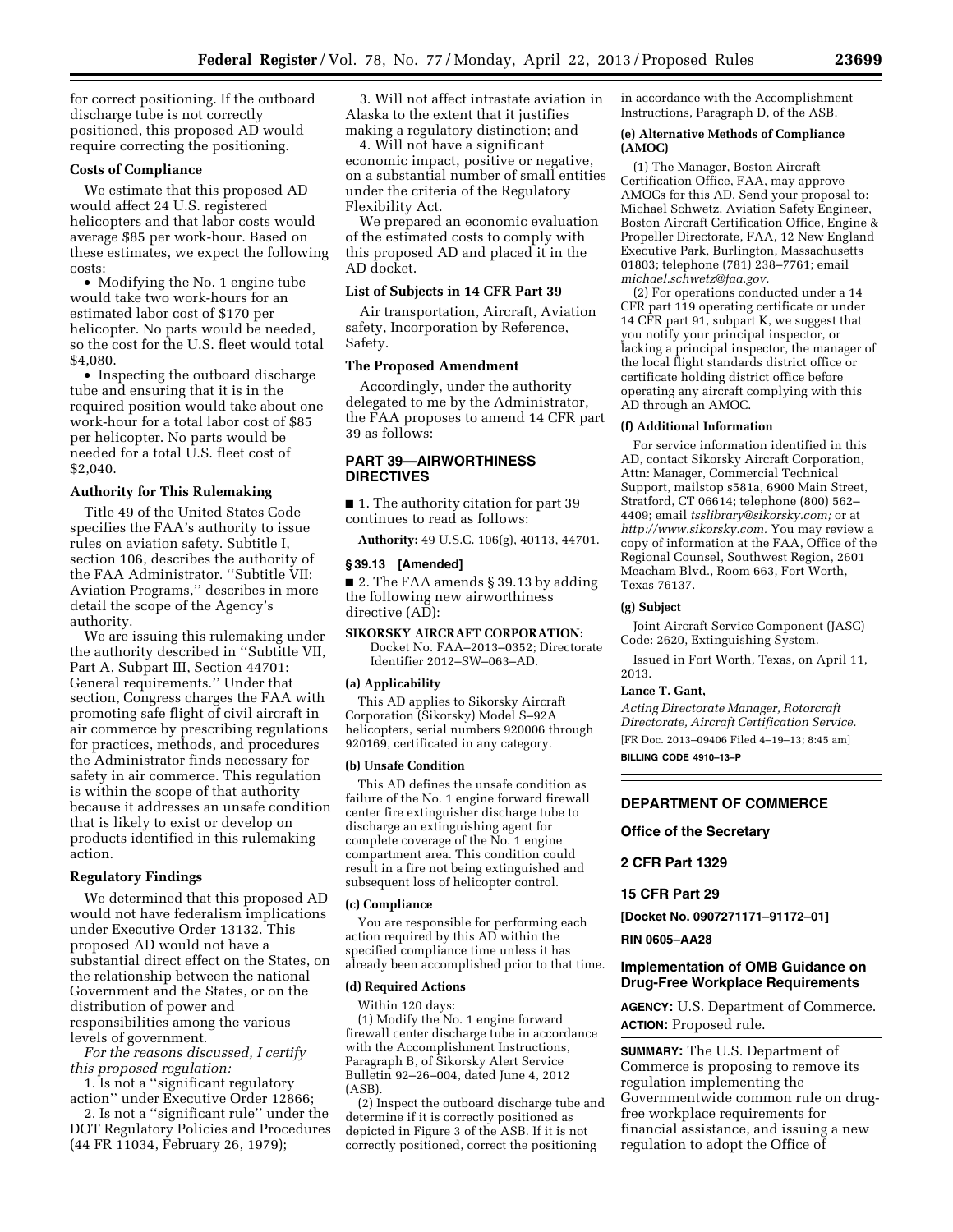for correct positioning. If the outboard discharge tube is not correctly positioned, this proposed AD would require correcting the positioning.

### Costs of Compliance

We estimate that this proposed AD would affect 24 U.S. registered helicopters and that labor costs would average $85 per work-hour. Based on these estimates, we expect the following costs:

- Modifying the No. 1 engine tube would take two work-hours for an estimated labor cost of $170 per helicopter. No parts would be needed, so the cost for the U.S. fleet would total $4,080.
- Inspecting the outboard discharge tube and ensuring that it is in the required position would take about one work-hour for a total labor cost of $85 per helicopter. No parts would be needed for a total U.S. fleet cost of $2,040.

### Authority for This Rulemaking

Title 49 of the United States Code specifies the FAA's authority to issue rules on aviation safety. Subtitle I, section 106, describes the authority of the FAA Administrator. ''Subtitle VII: Aviation Programs,'' describes in more detail the scope of the Agency's authority.

We are issuing this rulemaking under the authority described in ''Subtitle VII, Part A, Subpart III, Section 44701: General requirements.'' Under that section, Congress charges the FAA with promoting safe flight of civil aircraft in air commerce by prescribing regulations for practices, methods, and procedures the Administrator finds necessary for safety in air commerce. This regulation is within the scope of that authority because it addresses an unsafe condition that is likely to exist or develop on products identified in this rulemaking action.

### Regulatory Findings

We determined that this proposed AD would not have federalism implications under Executive Order 13132. This proposed AD would not have a substantial direct effect on the States, on the relationship between the national Government and the States, or on the distribution of power and responsibilities among the various levels of government.

*For the reasons discussed, I certify this proposed regulation:*

1. Is not a ''significant regulatory action'' under Executive Order 12866;
2. Is not a ''significant rule'' under the DOT Regulatory Policies and Procedures (44 FR 11034, February 26, 1979);
3. Will not affect intrastate aviation in Alaska to the extent that it justifies making a regulatory distinction; and
4. Will not have a significant economic impact, positive or negative, on a substantial number of small entities under the criteria of the Regulatory Flexibility Act.

We prepared an economic evaluation of the estimated costs to comply with this proposed AD and placed it in the AD docket.

### List of Subjects in 14 CFR Part 39

Air transportation, Aircraft, Aviation safety, Incorporation by Reference, Safety.

### The Proposed Amendment

Accordingly, under the authority delegated to me by the Administrator, the FAA proposes to amend 14 CFR part 39 as follows:

## PART 39—AIRWORTHINESS DIRECTIVES

■ 1. The authority citation for part 39 continues to read as follows:

**Authority:** 49 U.S.C. 106(g), 40113, 44701.

### § 39.13 [Amended]

■ 2. The FAA amends § 39.13 by adding the following new airworthiness directive (AD):

**SIKORSKY AIRCRAFT CORPORATION:** Docket No. FAA–2013–0352; Directorate Identifier 2012–SW–063–AD.

**(a) Applicability**

This AD applies to Sikorsky Aircraft Corporation (Sikorsky) Model S–92A helicopters, serial numbers 920006 through 920169, certificated in any category.

**(b) Unsafe Condition**

This AD defines the unsafe condition as failure of the No. 1 engine forward firewall center fire extinguisher discharge tube to discharge an extinguishing agent for complete coverage of the No. 1 engine compartment area. This condition could result in a fire not being extinguished and subsequent loss of helicopter control.

**(c) Compliance**

You are responsible for performing each action required by this AD within the specified compliance time unless it has already been accomplished prior to that time.

**(d) Required Actions**

Within 120 days:

(1) Modify the No. 1 engine forward firewall center discharge tube in accordance with the Accomplishment Instructions, Paragraph B, of Sikorsky Alert Service Bulletin 92–26–004, dated June 4, 2012 (ASB).

(2) Inspect the outboard discharge tube and determine if it is correctly positioned as depicted in Figure 3 of the ASB. If it is not correctly positioned, correct the positioning in accordance with the Accomplishment Instructions, Paragraph D, of the ASB.

**(e) Alternative Methods of Compliance (AMOC)**

(1) The Manager, Boston Aircraft Certification Office, FAA, may approve AMOCs for this AD. Send your proposal to: Michael Schwetz, Aviation Safety Engineer, Boston Aircraft Certification Office, Engine & Propeller Directorate, FAA, 12 New England Executive Park, Burlington, Massachusetts 01803; telephone (781) 238–7761; email *michael.schwetz@faa.gov.*

(2) For operations conducted under a 14 CFR part 119 operating certificate or under 14 CFR part 91, subpart K, we suggest that you notify your principal inspector, or lacking a principal inspector, the manager of the local flight standards district office or certificate holding district office before operating any aircraft complying with this AD through an AMOC.

**(f) Additional Information**

For service information identified in this AD, contact Sikorsky Aircraft Corporation, Attn: Manager, Commercial Technical Support, mailstop s581a, 6900 Main Street, Stratford, CT 06614; telephone (800) 562–4409; email *tsslibrary@sikorsky.com;* or at *http://www.sikorsky.com.* You may review a copy of information at the FAA, Office of the Regional Counsel, Southwest Region, 2601 Meacham Blvd., Room 663, Fort Worth, Texas 76137.

**(g) Subject**

Joint Aircraft Service Component (JASC) Code: 2620, Extinguishing System.

Issued in Fort Worth, Texas, on April 11, 2013.

**Lance T. Gant,**

*Acting Directorate Manager, Rotorcraft Directorate, Aircraft Certification Service.*

[FR Doc. 2013–09406 Filed 4–19–13; 8:45 am]

**BILLING CODE 4910–13–P**

## DEPARTMENT OF COMMERCE

### Office of the Secretary

### 2 CFR Part 1329

### 15 CFR Part 29

**[Docket No. 0907271171–91172–01]**

**RIN 0605–AA28**

## Implementation of OMB Guidance on Drug-Free Workplace Requirements

**AGENCY:** U.S. Department of Commerce.

**ACTION:** Proposed rule.

**SUMMARY:** The U.S. Department of Commerce is proposing to remove its regulation implementing the Governmentwide common rule on drug-free workplace requirements for financial assistance, and issuing a new regulation to adopt the Office of